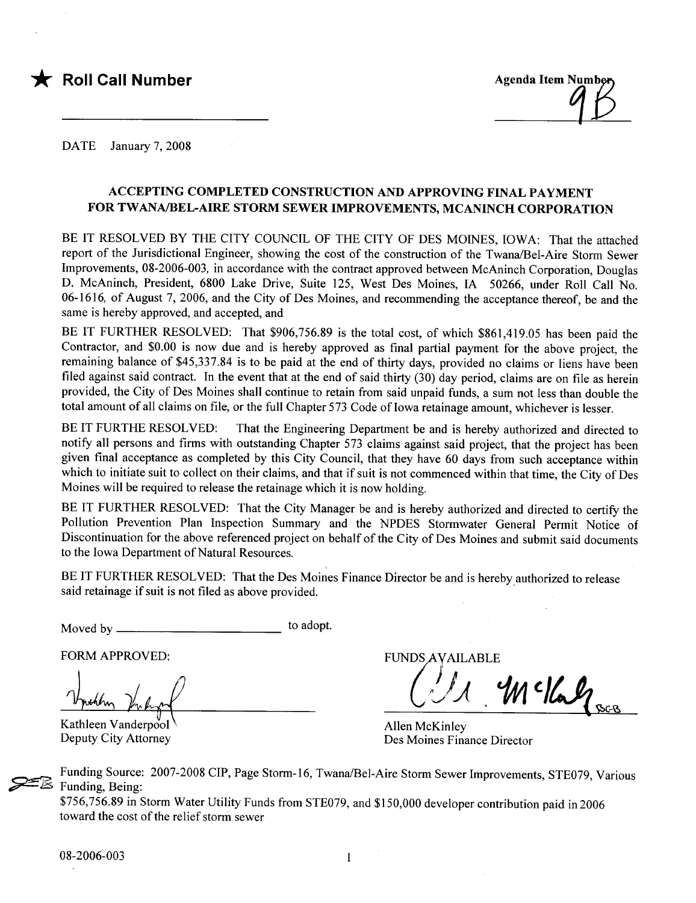★ **Roll Call Number**

Agenda Item Number
9B

DATE January 7, 2008

## ACCEPTING COMPLETED CONSTRUCTION AND APPROVING FINAL PAYMENT FOR TWANA/BEL-AIRE STORM SEWER IMPROVEMENTS, MCANINCH CORPORATION

BE IT RESOLVED BY THE CITY COUNCIL OF THE CITY OF DES MOINES, IOWA: That the attached report of the Jurisdictional Engineer, showing the cost of the construction of the Twana/Bel-Aire Storm Sewer Improvements, 08-2006-003, in accordance with the contract approved between McAninch Corporation, Douglas D. McAninch, President, 6800 Lake Drive, Suite 125, West Des Moines, IA 50266, under Roll Call No. 06-1616, of August 7, 2006, and the City of Des Moines, and recommending the acceptance thereof, be and the same is hereby approved, and accepted, and

BE IT FURTHER RESOLVED: That $906,756.89 is the total cost, of which $861,419.05 has been paid the Contractor, and $0.00 is now due and is hereby approved as final partial payment for the above project, the remaining balance of $45,337.84 is to be paid at the end of thirty days, provided no claims or liens have been filed against said contract. In the event that at the end of said thirty (30) day period, claims are on file as herein provided, the City of Des Moines shall continue to retain from said unpaid funds, a sum not less than double the total amount of all claims on file, or the full Chapter 573 Code of Iowa retainage amount, whichever is lesser.

BE IT FURTHE RESOLVED: That the Engineering Department be and is hereby authorized and directed to notify all persons and firms with outstanding Chapter 573 claims against said project, that the project has been given final acceptance as completed by this City Council, that they have 60 days from such acceptance within which to initiate suit to collect on their claims, and that if suit is not commenced within that time, the City of Des Moines will be required to release the retainage which it is now holding.

BE IT FURTHER RESOLVED: That the City Manager be and is hereby authorized and directed to certify the Pollution Prevention Plan Inspection Summary and the NPDES Stormwater General Permit Notice of Discontinuation for the above referenced project on behalf of the City of Des Moines and submit said documents to the Iowa Department of Natural Resources.

BE IT FURTHER RESOLVED: That the Des Moines Finance Director be and is hereby authorized to release said retainage if suit is not filed as above provided.

Moved by ________________________ to adopt.

FORM APPROVED:

Kathleen Vanderpool
Deputy City Attorney

FUNDS AVAILABLE

Allen McKinley
Des Moines Finance Director

Funding Source: 2007-2008 CIP, Page Storm-16, Twana/Bel-Aire Storm Sewer Improvements, STE079, Various Funding, Being:
$756,756.89 in Storm Water Utility Funds from STE079, and $150,000 developer contribution paid in 2006 toward the cost of the relief storm sewer

08-2006-003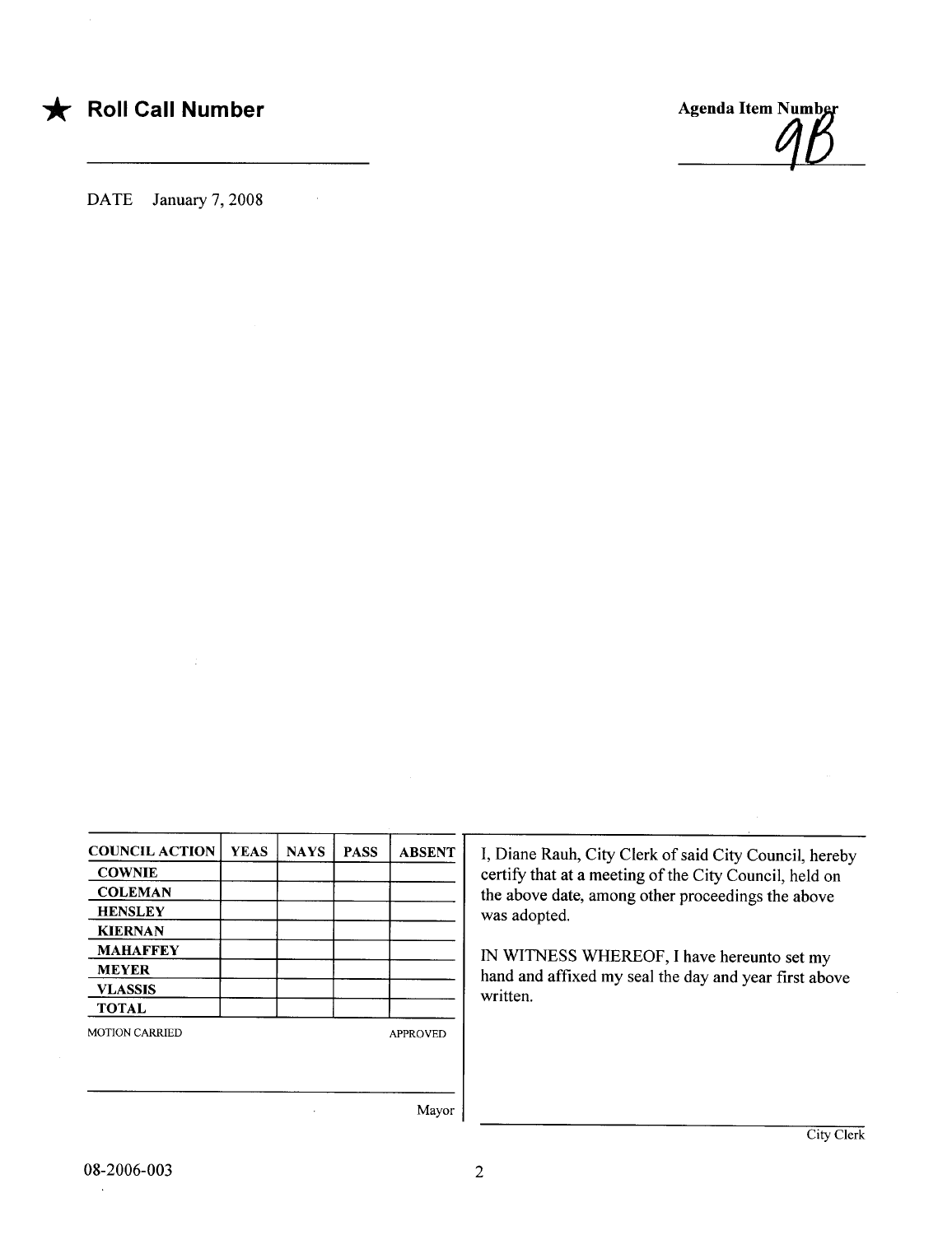★ **Roll Call Number**

\_\_\_\_\_\_\_\_\_\_\_\_\_\_\_\_\_\_\_\_\_\_\_\_

**Agenda Item Number**

9B

DATE January 7, 2008

| COUNCIL ACTION | YEAS | NAYS | PASS | ABSENT |
|---|---|---|---|---|
| COWNIE | | | | |
| COLEMAN | | | | |
| HENSLEY | | | | |
| KIERNAN | | | | |
| MAHAFFEY | | | | |
| MEYER | | | | |
| VLASSIS | | | | |
| TOTAL | | | | |

MOTION CARRIED APPROVED

\_\_\_\_\_\_\_\_\_\_\_\_\_\_\_\_\_\_\_\_\_\_\_\_

Mayor

I, Diane Rauh, City Clerk of said City Council, hereby certify that at a meeting of the City Council, held on the above date, among other proceedings the above was adopted.

IN WITNESS WHEREOF, I have hereunto set my hand and affixed my seal the day and year first above written.

\_\_\_\_\_\_\_\_\_\_\_\_\_\_\_\_\_\_\_\_\_\_\_\_

City Clerk

08-2006-003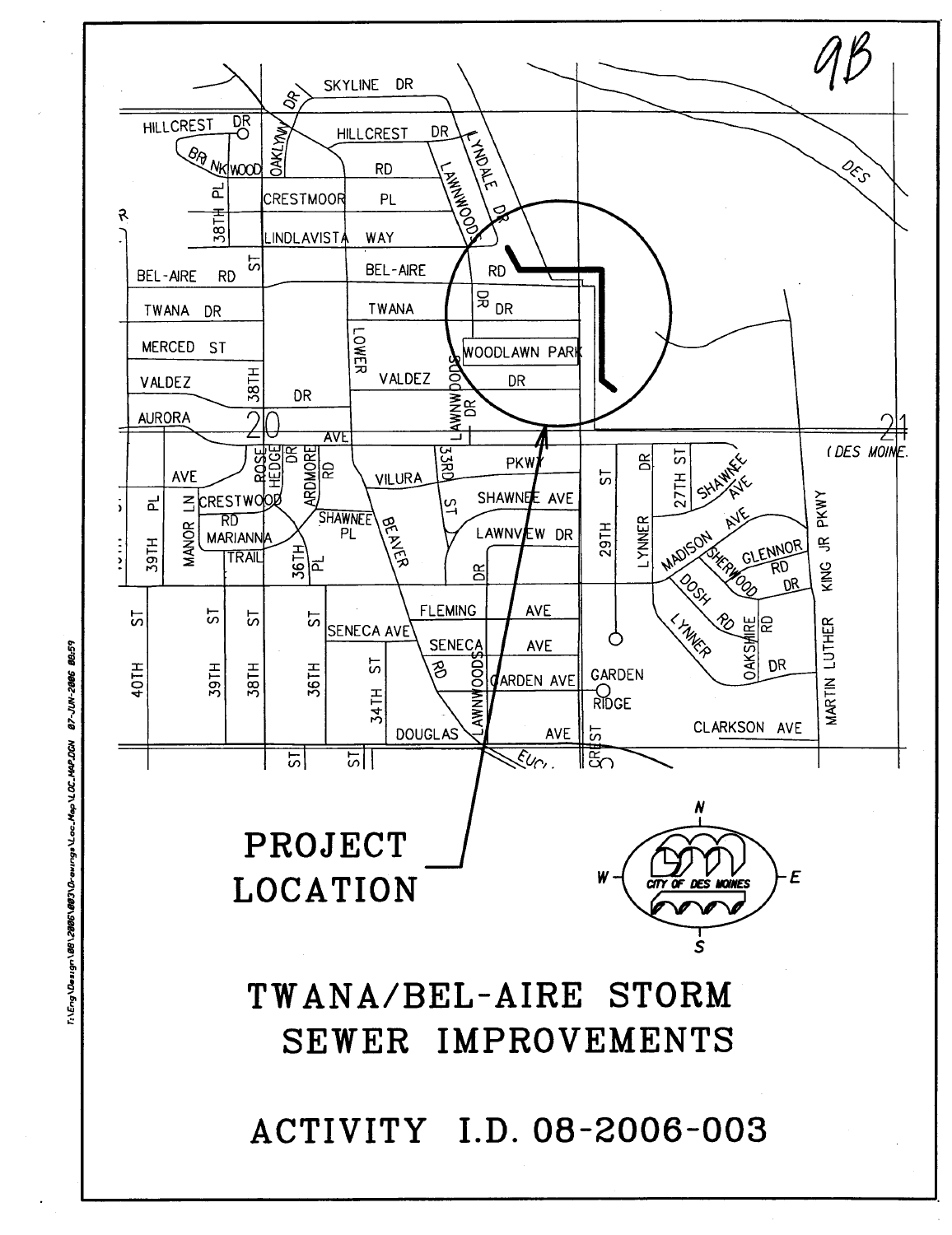9B

PROJECT LOCATION

# TWANA/BEL-AIRE STORM SEWER IMPROVEMENTS

## ACTIVITY I.D. 08-2006-003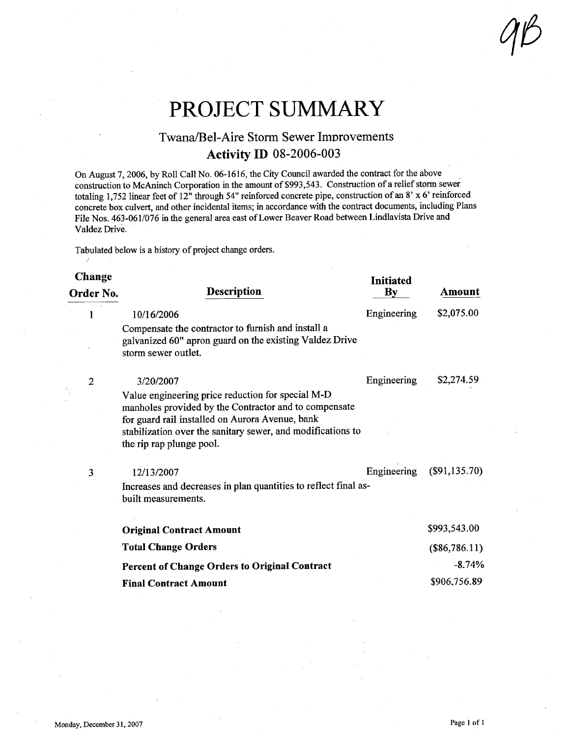9B

# PROJECT SUMMARY

## Twana/Bel-Aire Storm Sewer Improvements

### Activity ID 08-2006-003

On August 7, 2006, by Roll Call No. 06-1616, the City Council awarded the contract for the above construction to McAninch Corporation in the amount of $993,543. Construction of a relief storm sewer totaling 1,752 linear feet of 12" through 54" reinforced concrete pipe, construction of an 8' x 6' reinforced concrete box culvert, and other incidental items; in accordance with the contract documents, including Plans File Nos. 463-061/076 in the general area east of Lower Beaver Road between Lindlavista Drive and Valdez Drive.

Tabulated below is a history of project change orders.

| Change Order No. | Description | Initiated By | Amount |
|---|---|---|---|
| 1 | 10/16/2006<br>Compensate the contractor to furnish and install a galvanized 60" apron guard on the existing Valdez Drive storm sewer outlet. | Engineering | $2,075.00 |
| 2 | 3/20/2007<br>Value engineering price reduction for special M-D manholes provided by the Contractor and to compensate for guard rail installed on Aurora Avenue, bank stabilization over the sanitary sewer, and modifications to the rip rap plunge pool. | Engineering | $2,274.59 |
| 3 | 12/13/2007<br>Increases and decreases in plan quantities to reflect final as-built measurements. | Engineering | ($91,135.70) |
| | **Original Contract Amount** | | $993,543.00 |
| | **Total Change Orders** | | ($86,786.11) |
| | **Percent of Change Orders to Original Contract** | | -8.74% |
| | **Final Contract Amount** | | $906,756.89 |

Monday, December 31, 2007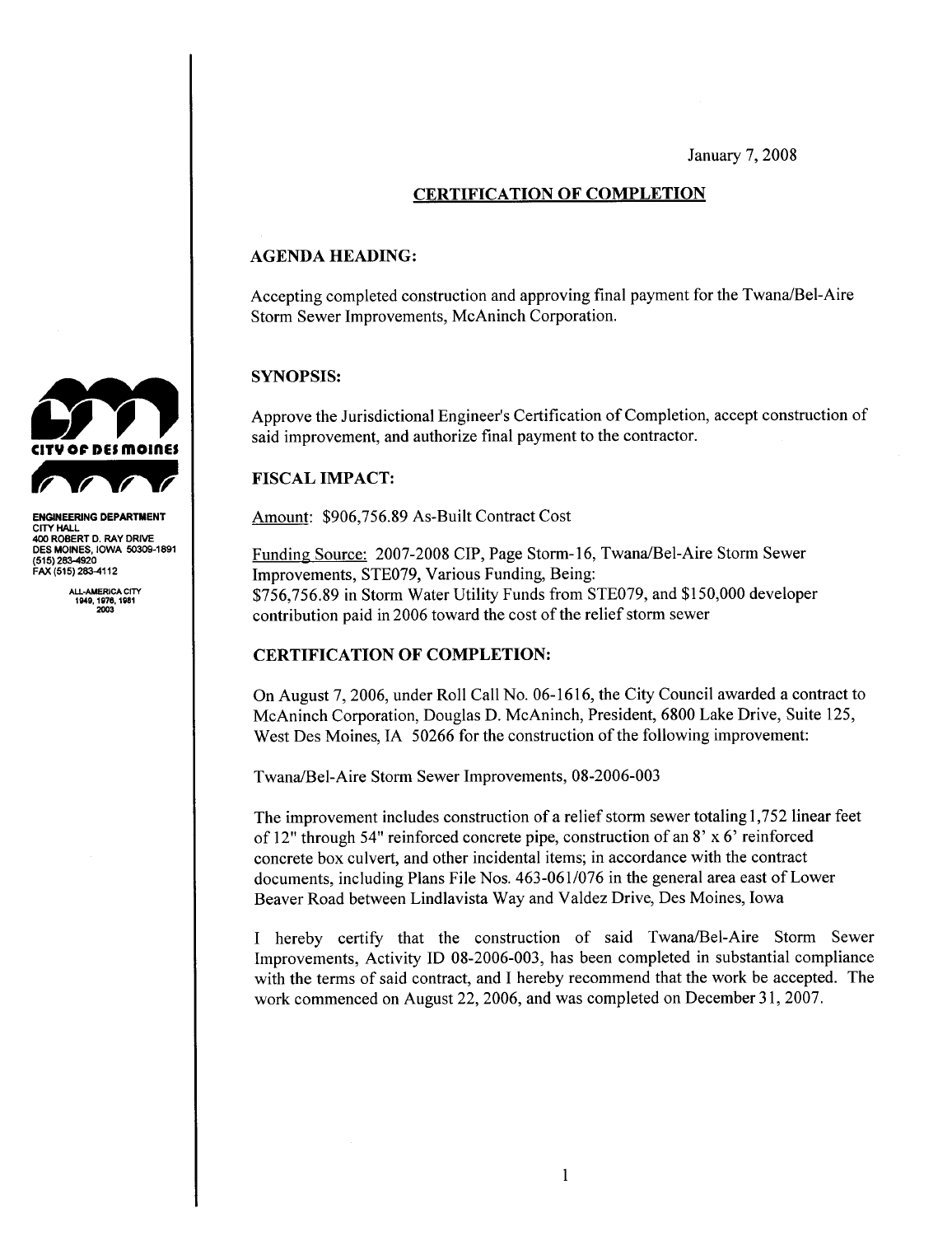CITY OF DES MOINES

ENGINEERING DEPARTMENT
CITY HALL
400 ROBERT D. RAY DRIVE
DES MOINES, IOWA 50309-1891
(515) 283-4920
FAX (515) 283-4112

ALL-AMERICA CITY
1949, 1976, 1981
2003

January 7, 2008

## CERTIFICATION OF COMPLETION

### AGENDA HEADING:

Accepting completed construction and approving final payment for the Twana/Bel-Aire Storm Sewer Improvements, McAninch Corporation.

### SYNOPSIS:

Approve the Jurisdictional Engineer's Certification of Completion, accept construction of said improvement, and authorize final payment to the contractor.

### FISCAL IMPACT:

Amount: $906,756.89 As-Built Contract Cost

Funding Source: 2007-2008 CIP, Page Storm-16, Twana/Bel-Aire Storm Sewer Improvements, STE079, Various Funding, Being:
$756,756.89 in Storm Water Utility Funds from STE079, and $150,000 developer contribution paid in 2006 toward the cost of the relief storm sewer

### CERTIFICATION OF COMPLETION:

On August 7, 2006, under Roll Call No. 06-1616, the City Council awarded a contract to McAninch Corporation, Douglas D. McAninch, President, 6800 Lake Drive, Suite 125, West Des Moines, IA 50266 for the construction of the following improvement:

Twana/Bel-Aire Storm Sewer Improvements, 08-2006-003

The improvement includes construction of a relief storm sewer totaling 1,752 linear feet of 12" through 54" reinforced concrete pipe, construction of an 8' x 6' reinforced concrete box culvert, and other incidental items; in accordance with the contract documents, including Plans File Nos. 463-061/076 in the general area east of Lower Beaver Road between Lindlavista Way and Valdez Drive, Des Moines, Iowa

I hereby certify that the construction of said Twana/Bel-Aire Storm Sewer Improvements, Activity ID 08-2006-003, has been completed in substantial compliance with the terms of said contract, and I hereby recommend that the work be accepted. The work commenced on August 22, 2006, and was completed on December 31, 2007.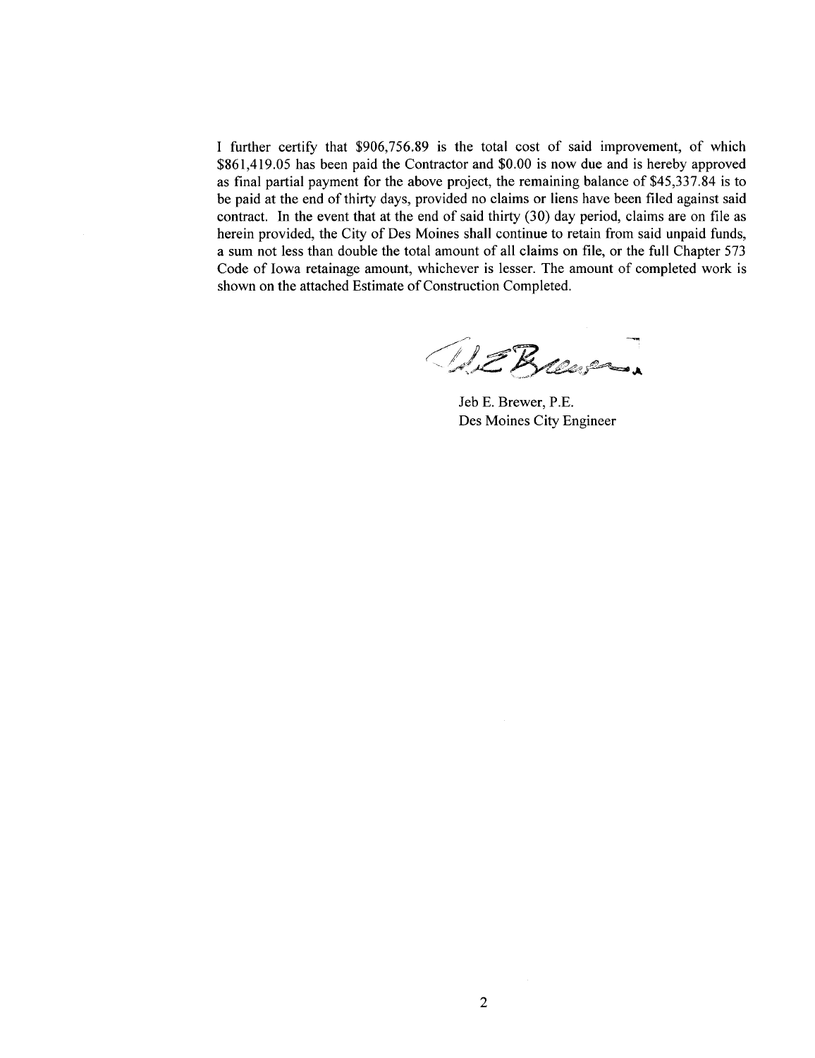I further certify that $906,756.89 is the total cost of said improvement, of which $861,419.05 has been paid the Contractor and $0.00 is now due and is hereby approved as final partial payment for the above project, the remaining balance of $45,337.84 is to be paid at the end of thirty days, provided no claims or liens have been filed against said contract. In the event that at the end of said thirty (30) day period, claims are on file as herein provided, the City of Des Moines shall continue to retain from said unpaid funds, a sum not less than double the total amount of all claims on file, or the full Chapter 573 Code of Iowa retainage amount, whichever is lesser. The amount of completed work is shown on the attached Estimate of Construction Completed.

Jeb E. Brewer, P.E.
Des Moines City Engineer